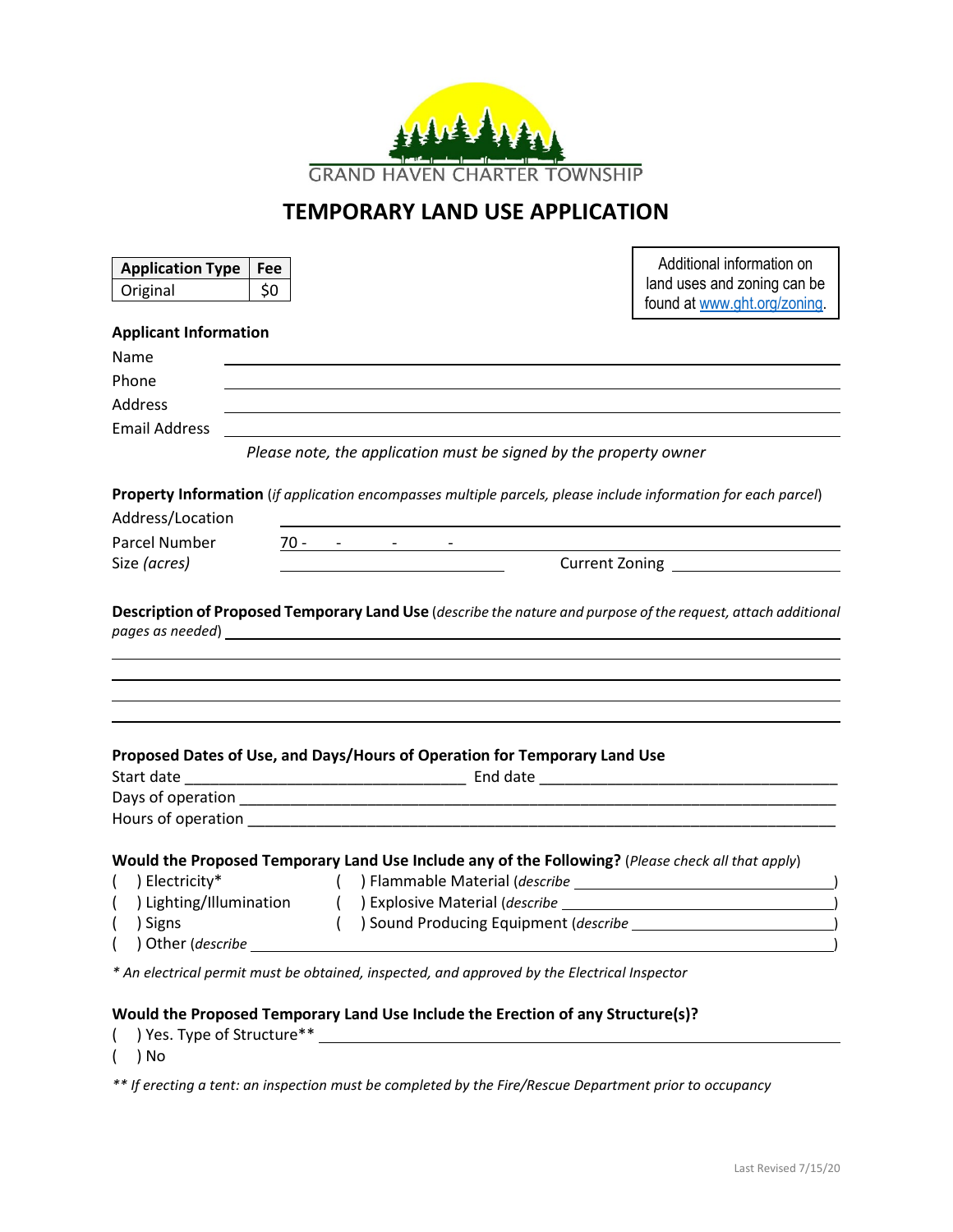GRAND HAVEN CHARTER TOWNSHIP

# TEMPORARY LAND USE APPLICATION

| Application Type | Fee |
|---|---|
| Original | $0 |

Additional information on land uses and zoning can be found at www.ght.org/zoning.

**Applicant Information**

Name ______________________________

Phone ______________________________

Address ______________________________

Email Address ______________________________

*Please note, the application must be signed by the property owner*

**Property Information** (*if application encompasses multiple parcels, please include information for each parcel*)

Address/Location ______________________________

Parcel Number 70 - &nbsp;&nbsp; - &nbsp;&nbsp; - &nbsp;&nbsp; -

Size *(acres)* ______________ Current Zoning ______________

**Description of Proposed Temporary Land Use** (*describe the nature and purpose of the request, attach additional pages as needed*) ______________________________

______________________________

______________________________

______________________________

______________________________

**Proposed Dates of Use, and Days/Hours of Operation for Temporary Land Use**

Start date ______________________________ End date ______________________________

Days of operation ______________________________

Hours of operation ______________________________

**Would the Proposed Temporary Land Use Include any of the Following?** (*Please check all that apply*)

( ) Electricity*

( ) Lighting/Illumination

( ) Signs

( ) Flammable Material (*describe* ______________________________)

( ) Explosive Material (*describe* ______________________________)

( ) Sound Producing Equipment (*describe* ______________________________)

( ) Other (*describe* ______________________________)

*\* An electrical permit must be obtained, inspected, and approved by the Electrical Inspector*

**Would the Proposed Temporary Land Use Include the Erection of any Structure(s)?**

( ) Yes. Type of Structure** ______________________________

( ) No

*\*\* If erecting a tent: an inspection must be completed by the Fire/Rescue Department prior to occupancy*

Last Revised 7/15/20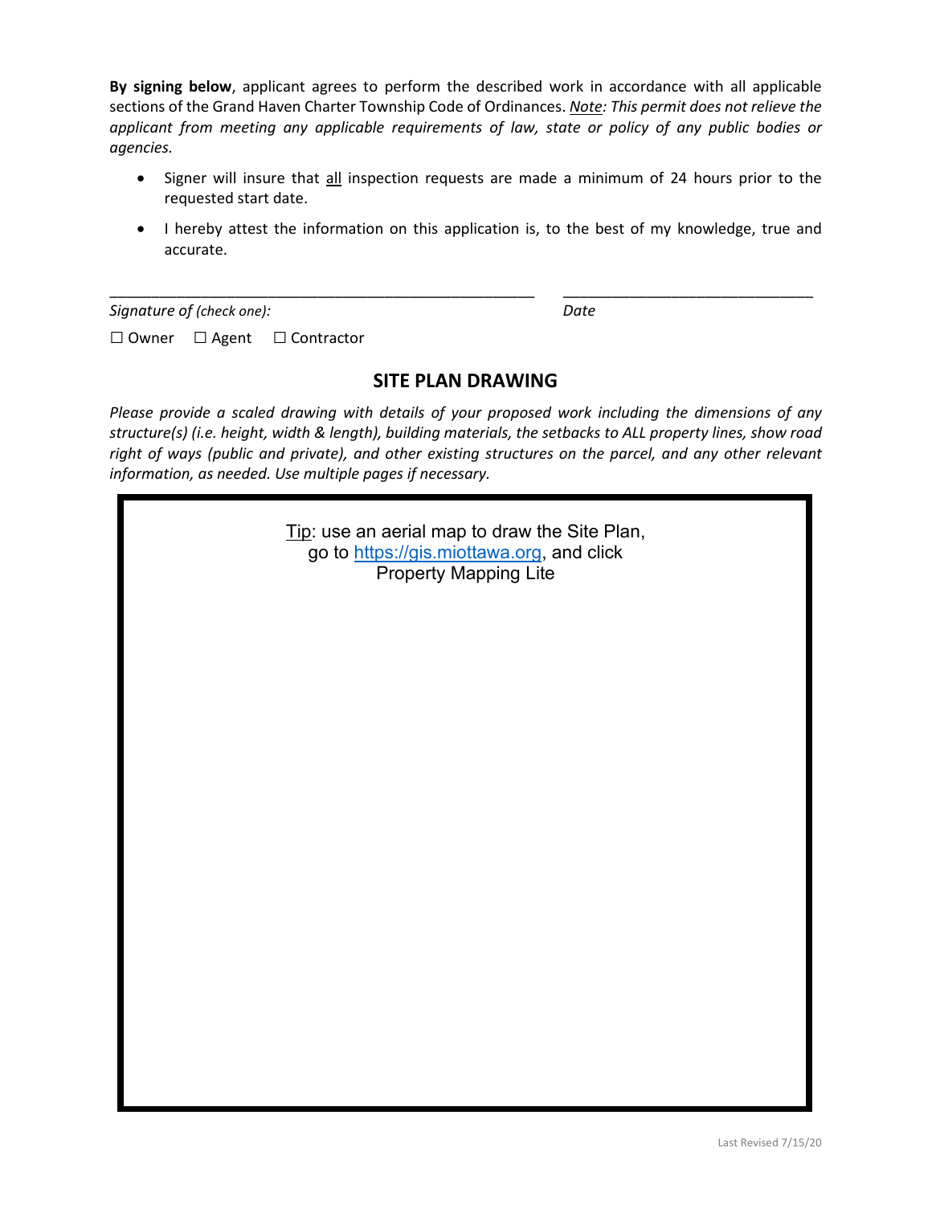**By signing below**, applicant agrees to perform the described work in accordance with all applicable sections of the Grand Haven Charter Township Code of Ordinances. *Note: This permit does not relieve the applicant from meeting any applicable requirements of law, state or policy of any public bodies or agencies.*

- Signer will insure that all inspection requests are made a minimum of 24 hours prior to the requested start date.
- I hereby attest the information on this application is, to the best of my knowledge, true and accurate.

\_\_\_\_\_\_\_\_\_\_\_\_\_\_\_\_\_\_\_\_\_\_\_\_\_\_\_\_\_\_\_\_\_\_\_\_\_\_\_\_\_\_\_\_\_\_\_\_\_\_\_\_ \_\_\_\_\_\_\_\_\_\_\_\_\_\_\_\_\_\_\_\_\_\_\_\_\_\_\_\_\_\_\_

*Signature of (check one):* *Date*

☐ Owner ☐ Agent ☐ Contractor

## SITE PLAN DRAWING

*Please provide a scaled drawing with details of your proposed work including the dimensions of any structure(s) (i.e. height, width & length), building materials, the setbacks to ALL property lines, show road right of ways (public and private), and other existing structures on the parcel, and any other relevant information, as needed. Use multiple pages if necessary.*

Tip: use an aerial map to draw the Site Plan, go to https://gis.miottawa.org, and click Property Mapping Lite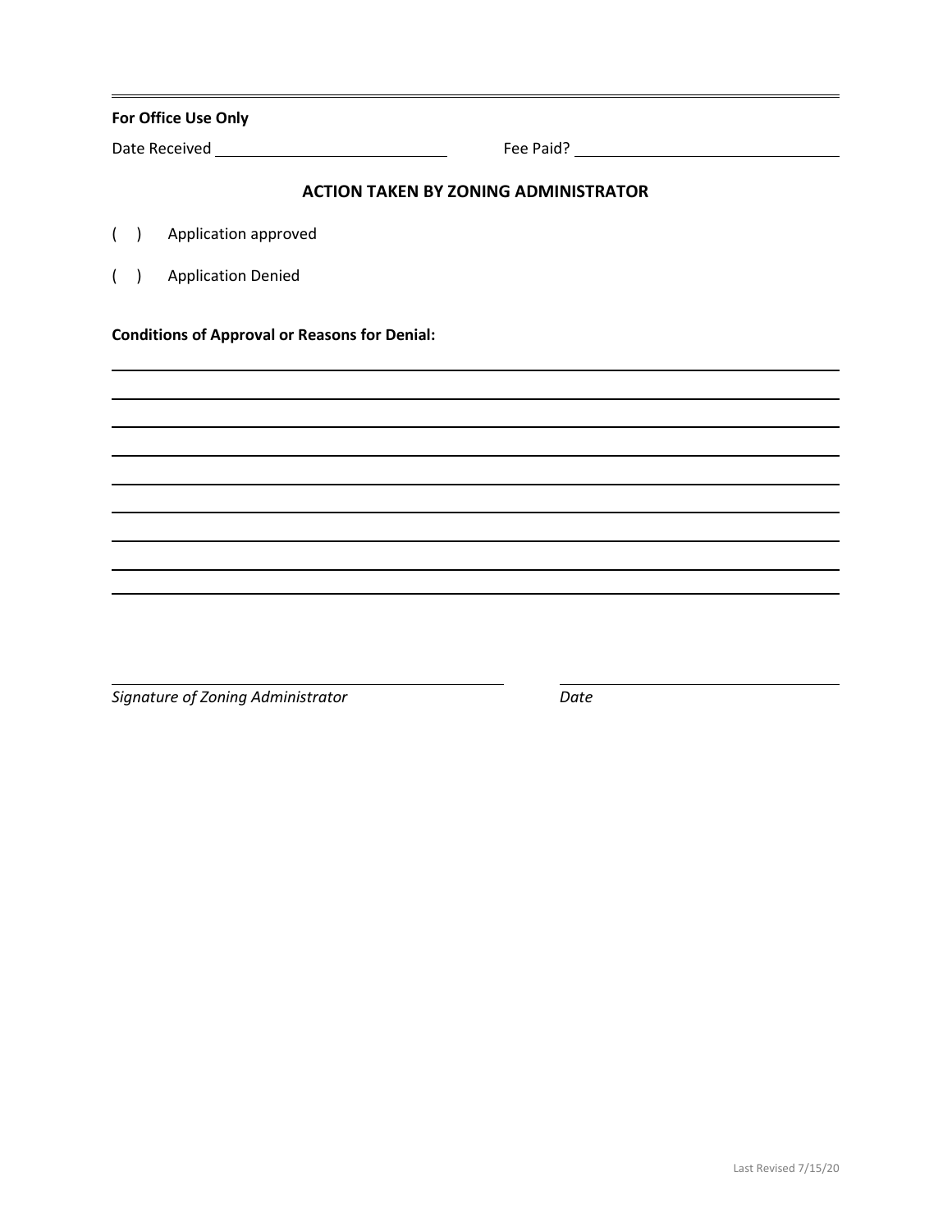**For Office Use Only**

Date Received ____________________ Fee Paid? ____________________

## ACTION TAKEN BY ZONING ADMINISTRATOR

( ) Application approved

( ) Application Denied

**Conditions of Approval or Reasons for Denial:**

________________________________________________________________________________

________________________________________________________________________________

________________________________________________________________________________

________________________________________________________________________________

________________________________________________________________________________

________________________________________________________________________________

________________________________________________________________________________

________________________________________________________________________________

____________________________________ ____________________

*Signature of Zoning Administrator* *Date*

Last Revised 7/15/20